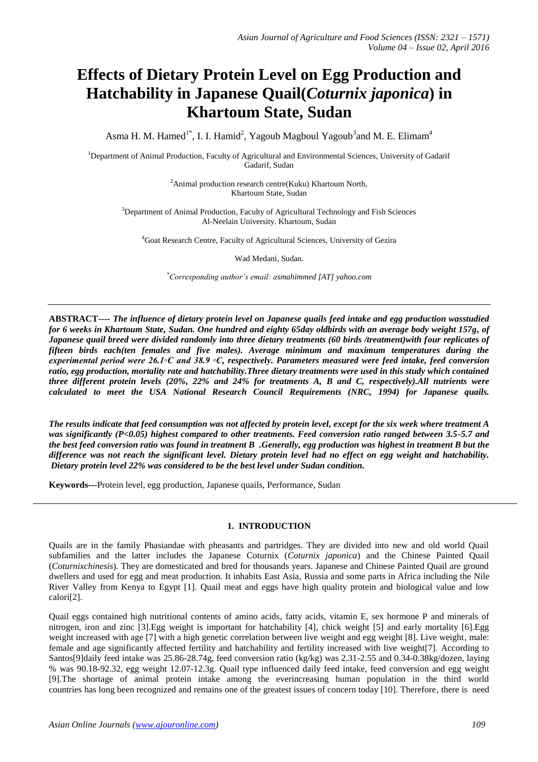# Effects of Dietary Protein Level on Egg Production and Hatchability in Japanese Quail(*Coturnix japonica*) in Khartoum State, Sudan

Asma H. M. Hamed[1*], I. I. Hamid[2], Yagoub Magboul Yagoub[3]and M. E. Elimam[4]

[1]Department of Animal Production, Faculty of Agricultural and Environmental Sciences, University of Gadarif Gadarif, Sudan

[2]Animal production research centre(Kuku) Khartoum North, Khartoum State, Sudan

[3]Department of Animal Production, Faculty of Agricultural Technology and Fish Sciences Al-Neelain University. Khartoum, Sudan

[4]Goat Research Centre, Faculty of Agricultural Sciences, University of Gezira

Wad Medani, Sudan.

[*]*Corresponding author's email: asmahimmed [AT] yahoo.com*

---

**ABSTRACT----** ***The influence of dietary protein level on Japanese quails feed intake and egg production wasstudied for 6 weeks in Khartoum State, Sudan. One hundred and eighty 65day oldbirds with an average body weight 157g, of Japanese quail breed were divided randomly into three dietary treatments (60 birds /treatment)with four replicates of fifteen birds each(ten females and five males). Average minimum and maximum temperatures during the experimental period were 26.1◦C and 38.9 ◦C, respectively. Parameters measured were feed intake, feed conversion ratio, egg production, mortality rate and hatchability.Three dietary treatments were used in this study which contained three different protein levels (20%, 22% and 24% for treatments A, B and C, respectively).All nutrients were calculated to meet the USA National Research Council Requirements (NRC, 1994) for Japanese quails.***

***The results indicate that feed consumption was not affected by protein level, except for the six week where treatment A was significantly (P<0.05) highest compared to other treatments. Feed conversion ratio ranged between 3.5-5.7 and the best feed conversion ratio was found in treatment B .Generally, egg production was highest in treatment B but the difference was not reach the significant level. Dietary protein level had no effect on egg weight and hatchability. Dietary protein level 22% was considered to be the best level under Sudan condition.***

**Keywords---**Protein level, egg production, Japanese quails, Performance, Sudan

---

## 1. INTRODUCTION

Quails are in the family Phasiandae with pheasants and partridges. They are divided into new and old world Quail subfamilies and the latter includes the Japanese Coturnix (*Coturnix japonica*) and the Chinese Painted Quail (*Coturnixchinesis*). They are domesticated and bred for thousands years. Japanese and Chinese Painted Quail are ground dwellers and used for egg and meat production. It inhabits East Asia, Russia and some parts in Africa including the Nile River Valley from Kenya to Egypt [1]. Quail meat and eggs have high quality protein and biological value and low calori[2].

Quail eggs contained high nutritional contents of amino acids, fatty acids, vitamin E, sex hormone P and minerals of nitrogen, iron and zinc [3].Egg weight is important for hatchability [4], chick weight [5] and early mortality [6].Egg weight increased with age [7] with a high genetic correlation between live weight and egg weight [8]. Live weight, male: female and age significantly affected fertility and hatchability and fertility increased with live weight[7]. According to Santos[9]daily feed intake was 25.86-28.74g, feed conversion ratio (kg/kg) was 2.31-2.55 and 0.34-0.38kg/dozen, laying % was 90.18-92.32, egg weight 12.07-12.3g. Quail type influenced daily feed intake, feed conversion and egg weight [9].The shortage of animal protein intake among the everincreasing human population in the third world countries has long been recognized and remains one of the greatest issues of concern today [10]. Therefore, there is need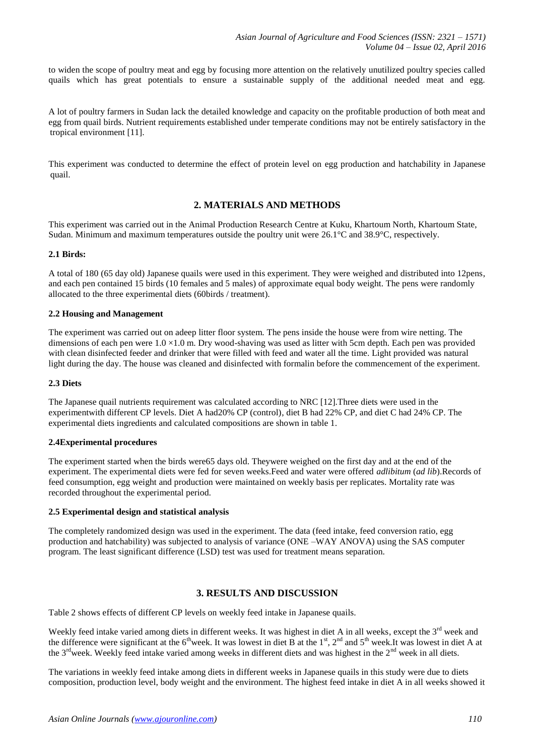to widen the scope of poultry meat and egg by focusing more attention on the relatively unutilized poultry species called quails which has great potentials to ensure a sustainable supply of the additional needed meat and egg.

A lot of poultry farmers in Sudan lack the detailed knowledge and capacity on the profitable production of both meat and egg from quail birds. Nutrient requirements established under temperate conditions may not be entirely satisfactory in the tropical environment [11].

This experiment was conducted to determine the effect of protein level on egg production and hatchability in Japanese quail.

## 2. MATERIALS AND METHODS

This experiment was carried out in the Animal Production Research Centre at Kuku, Khartoum North, Khartoum State, Sudan. Minimum and maximum temperatures outside the poultry unit were 26.1°C and 38.9°C, respectively.

### 2.1 Birds:

A total of 180 (65 day old) Japanese quails were used in this experiment. They were weighed and distributed into 12pens, and each pen contained 15 birds (10 females and 5 males) of approximate equal body weight. The pens were randomly allocated to the three experimental diets (60birds / treatment).

### 2.2 Housing and Management

The experiment was carried out on adeep litter floor system. The pens inside the house were from wire netting. The dimensions of each pen were 1.0 ×1.0 m. Dry wood-shaving was used as litter with 5cm depth. Each pen was provided with clean disinfected feeder and drinker that were filled with feed and water all the time. Light provided was natural light during the day. The house was cleaned and disinfected with formalin before the commencement of the experiment.

### 2.3 Diets

The Japanese quail nutrients requirement was calculated according to NRC [12].Three diets were used in the experimentwith different CP levels. Diet A had20% CP (control), diet B had 22% CP, and diet C had 24% CP. The experimental diets ingredients and calculated compositions are shown in table 1.

### 2.4Experimental procedures

The experiment started when the birds were65 days old. Theywere weighed on the first day and at the end of the experiment. The experimental diets were fed for seven weeks.Feed and water were offered *adlibitum* (*ad lib*).Records of feed consumption, egg weight and production were maintained on weekly basis per replicates. Mortality rate was recorded throughout the experimental period.

### 2.5 Experimental design and statistical analysis

The completely randomized design was used in the experiment. The data (feed intake, feed conversion ratio, egg production and hatchability) was subjected to analysis of variance (ONE –WAY ANOVA) using the SAS computer program. The least significant difference (LSD) test was used for treatment means separation.

## 3. RESULTS AND DISCUSSION

Table 2 shows effects of different CP levels on weekly feed intake in Japanese quails.

Weekly feed intake varied among diets in different weeks. It was highest in diet A in all weeks, except the 3rd week and the difference were significant at the 6thweek. It was lowest in diet B at the 1st, 2nd and 5th week.It was lowest in diet A at the 3rdweek. Weekly feed intake varied among weeks in different diets and was highest in the 2nd week in all diets.

The variations in weekly feed intake among diets in different weeks in Japanese quails in this study were due to diets composition, production level, body weight and the environment. The highest feed intake in diet A in all weeks showed it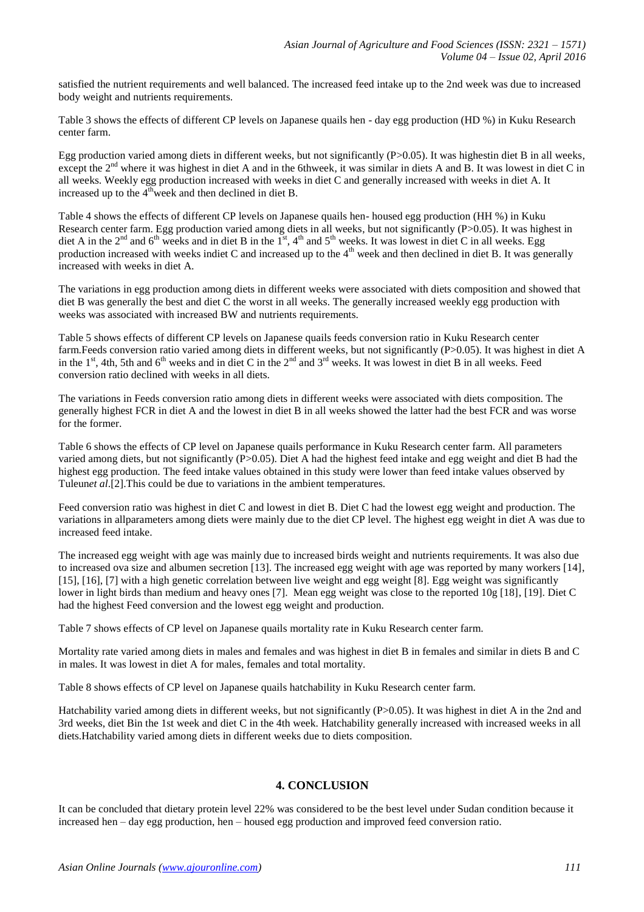satisfied the nutrient requirements and well balanced. The increased feed intake up to the 2nd week was due to increased body weight and nutrients requirements.

Table 3 shows the effects of different CP levels on Japanese quails hen - day egg production (HD %) in Kuku Research center farm.

Egg production varied among diets in different weeks, but not significantly (P>0.05). It was highestin diet B in all weeks, except the 2nd where it was highest in diet A and in the 6thweek, it was similar in diets A and B. It was lowest in diet C in all weeks. Weekly egg production increased with weeks in diet C and generally increased with weeks in diet A. It increased up to the 4thweek and then declined in diet B.

Table 4 shows the effects of different CP levels on Japanese quails hen- housed egg production (HH %) in Kuku Research center farm. Egg production varied among diets in all weeks, but not significantly (P>0.05). It was highest in diet A in the 2nd and 6th weeks and in diet B in the 1st, 4th and 5th weeks. It was lowest in diet C in all weeks. Egg production increased with weeks indiet C and increased up to the 4th week and then declined in diet B. It was generally increased with weeks in diet A.

The variations in egg production among diets in different weeks were associated with diets composition and showed that diet B was generally the best and diet C the worst in all weeks. The generally increased weekly egg production with weeks was associated with increased BW and nutrients requirements.

Table 5 shows effects of different CP levels on Japanese quails feeds conversion ratio in Kuku Research center farm.Feeds conversion ratio varied among diets in different weeks, but not significantly (P>0.05). It was highest in diet A in the 1st, 4th, 5th and 6th weeks and in diet C in the 2nd and 3rd weeks. It was lowest in diet B in all weeks. Feed conversion ratio declined with weeks in all diets.

The variations in Feeds conversion ratio among diets in different weeks were associated with diets composition. The generally highest FCR in diet A and the lowest in diet B in all weeks showed the latter had the best FCR and was worse for the former.

Table 6 shows the effects of CP level on Japanese quails performance in Kuku Research center farm. All parameters varied among diets, but not significantly (P>0.05). Diet A had the highest feed intake and egg weight and diet B had the highest egg production. The feed intake values obtained in this study were lower than feed intake values observed by Tuleun*et al*.[2].This could be due to variations in the ambient temperatures.

Feed conversion ratio was highest in diet C and lowest in diet B. Diet C had the lowest egg weight and production. The variations in allparameters among diets were mainly due to the diet CP level. The highest egg weight in diet A was due to increased feed intake.

The increased egg weight with age was mainly due to increased birds weight and nutrients requirements. It was also due to increased ova size and albumen secretion [13]. The increased egg weight with age was reported by many workers [14], [15], [16], [7] with a high genetic correlation between live weight and egg weight [8]. Egg weight was significantly lower in light birds than medium and heavy ones [7]. Mean egg weight was close to the reported 10g [18], [19]. Diet C had the highest Feed conversion and the lowest egg weight and production.

Table 7 shows effects of CP level on Japanese quails mortality rate in Kuku Research center farm.

Mortality rate varied among diets in males and females and was highest in diet B in females and similar in diets B and C in males. It was lowest in diet A for males, females and total mortality.

Table 8 shows effects of CP level on Japanese quails hatchability in Kuku Research center farm.

Hatchability varied among diets in different weeks, but not significantly (P>0.05). It was highest in diet A in the 2nd and 3rd weeks, diet Bin the 1st week and diet C in the 4th week. Hatchability generally increased with increased weeks in all diets.Hatchability varied among diets in different weeks due to diets composition.

## 4. CONCLUSION

It can be concluded that dietary protein level 22% was considered to be the best level under Sudan condition because it increased hen – day egg production, hen – housed egg production and improved feed conversion ratio.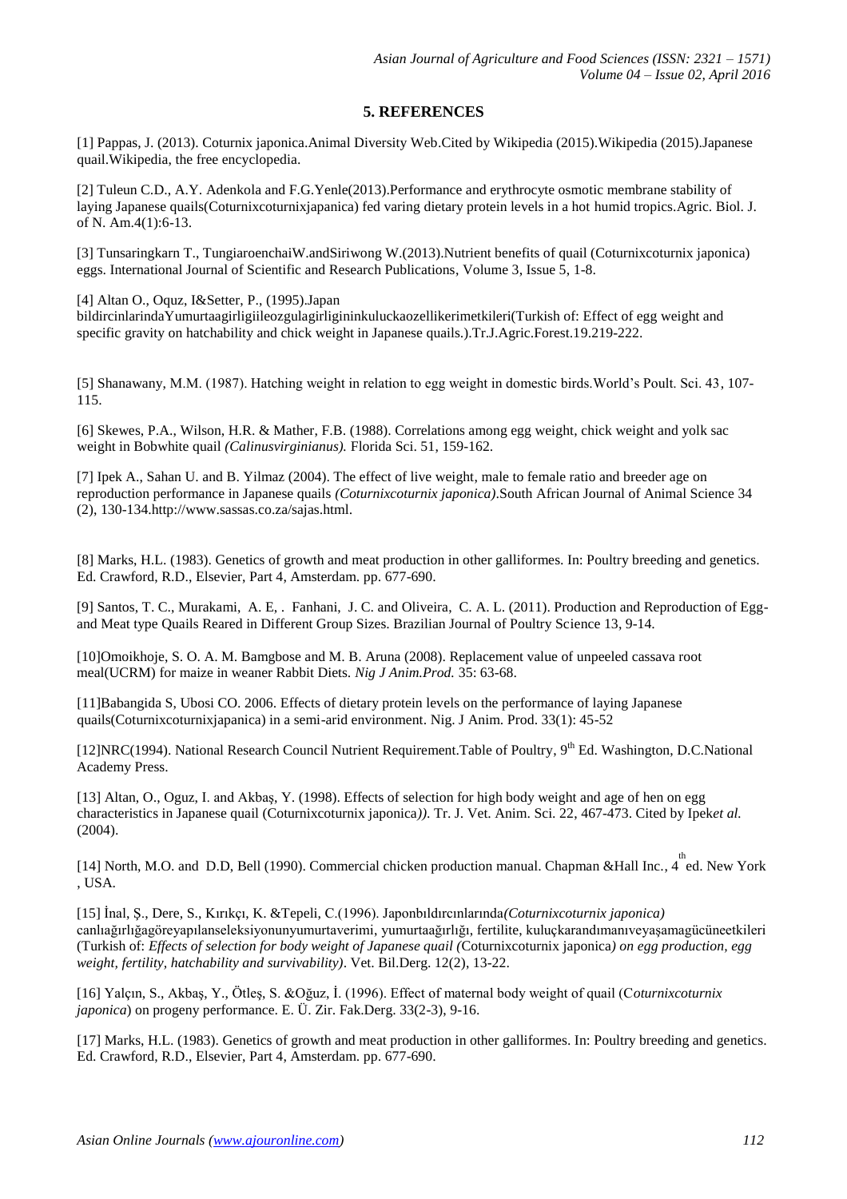## 5. REFERENCES

[1] Pappas, J. (2013). Coturnix japonica.Animal Diversity Web.Cited by Wikipedia (2015).Wikipedia (2015).Japanese quail.Wikipedia, the free encyclopedia.

[2] Tuleun C.D., A.Y. Adenkola and F.G.Yenle(2013).Performance and erythrocyte osmotic membrane stability of laying Japanese quails(Coturnixcoturnixjapanica) fed varing dietary protein levels in a hot humid tropics.Agric. Biol. J. of N. Am.4(1):6-13.

[3] Tunsaringkarn T., TungiaroenchaiW.andSiriwong W.(2013).Nutrient benefits of quail (Coturnixcoturnix japonica) eggs. International Journal of Scientific and Research Publications, Volume 3, Issue 5, 1-8.

[4] Altan O., Oquz, I&Setter, P., (1995).Japan bildircinlarindaYumurtaagirligiileozgulagirligininkuluckaozellikerimetkileri(Turkish of: Effect of egg weight and specific gravity on hatchability and chick weight in Japanese quails.).Tr.J.Agric.Forest.19.219-222.

[5] Shanawany, M.M. (1987). Hatching weight in relation to egg weight in domestic birds.World's Poult. Sci. 43, 107-115.

[6] Skewes, P.A., Wilson, H.R. & Mather, F.B. (1988). Correlations among egg weight, chick weight and yolk sac weight in Bobwhite quail *(Calinusvirginianus).* Florida Sci. 51, 159-162.

[7] Ipek A., Sahan U. and B. Yilmaz (2004). The effect of live weight, male to female ratio and breeder age on reproduction performance in Japanese quails *(Coturnixcoturnix japonica)*.South African Journal of Animal Science 34 (2), 130-134.http://www.sassas.co.za/sajas.html.

[8] Marks, H.L. (1983). Genetics of growth and meat production in other galliformes. In: Poultry breeding and genetics. Ed. Crawford, R.D., Elsevier, Part 4, Amsterdam. pp. 677-690.

[9] Santos, T. C., Murakami, A. E, . Fanhani, J. C. and Oliveira, C. A. L. (2011). Production and Reproduction of Egg- and Meat type Quails Reared in Different Group Sizes. Brazilian Journal of Poultry Science 13, 9-14.

[10]Omoikhoje, S. O. A. M. Bamgbose and M. B. Aruna (2008). Replacement value of unpeeled cassava root meal(UCRM) for maize in weaner Rabbit Diets. *Nig J Anim.Prod.* 35: 63-68.

[11]Babangida S, Ubosi CO. 2006. Effects of dietary protein levels on the performance of laying Japanese quails(Coturnixcoturnixjapanica) in a semi-arid environment. Nig. J Anim. Prod. 33(1): 45-52

[12]NRC(1994). National Research Council Nutrient Requirement.Table of Poultry, 9th Ed. Washington, D.C.National Academy Press.

[13] Altan, O., Oguz, I. and Akbaş, Y. (1998). Effects of selection for high body weight and age of hen on egg characteristics in Japanese quail (Coturnixcoturnix japonica*))*. Tr. J. Vet. Anim. Sci. 22, 467-473. Cited by Ipek*et al.* (2004).

[14] North, M.O. and D.D, Bell (1990). Commercial chicken production manual. Chapman &Hall Inc., 4th ed. New York , USA.

[15] İnal, Ş., Dere, S., Kırıkçı, K. &Tepeli, C.(1996). Japonbıldırcınlarında*(Coturnixcoturnix japonica)* canlıağırlığagöreyapılanseleksiyonunyumurtaverimi, yumurtaağırlığı, fertilite, kuluçkarandımanıveyaşamagücüneetkileri (Turkish of: *Effects of selection for body weight of Japanese quail (*Coturnixcoturnix japonica*) on egg production, egg weight, fertility, hatchability and survivability)*. Vet. Bil.Derg. 12(2), 13-22.

[16] Yalçın, S., Akbaş, Y., Ötleş, S. &Oğuz, İ. (1996). Effect of maternal body weight of quail (C*oturnixcoturnix japonica*) on progeny performance. E. Ü. Zir. Fak.Derg. 33(2-3), 9-16.

[17] Marks, H.L. (1983). Genetics of growth and meat production in other galliformes. In: Poultry breeding and genetics. Ed. Crawford, R.D., Elsevier, Part 4, Amsterdam. pp. 677-690.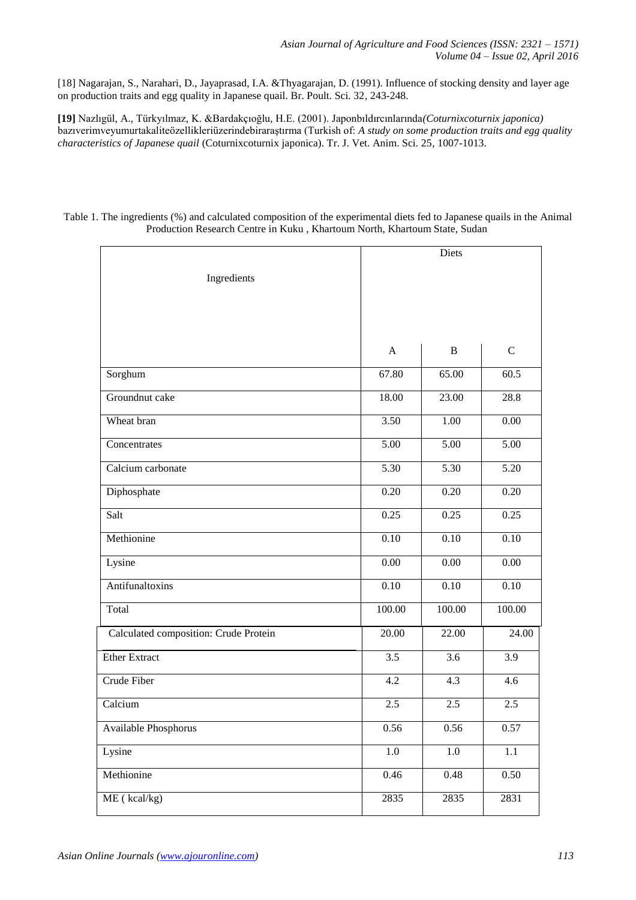[18] Nagarajan, S., Narahari, D., Jayaprasad, I.A. &Thyagarajan, D. (1991). Influence of stocking density and layer age on production traits and egg quality in Japanese quail. Br. Poult. Sci. 32, 243-248.

**[19]** Nazlıgül, A., Türkyılmaz, K. &Bardakçıoğlu, H.E. (2001). Japonbıldırcınlarında*(Coturnixcoturnix japonica)* bazıverimveyumurtakaliteözellikleriüzerindebiraraştırma (Turkish of: *A study on some production traits and egg quality characteristics of Japanese quail* (Coturnixcoturnix japonica). Tr. J. Vet. Anim. Sci. 25, 1007-1013.

Table 1. The ingredients (%) and calculated composition of the experimental diets fed to Japanese quails in the Animal Production Research Centre in Kuku , Khartoum North, Khartoum State, Sudan

| Ingredients | Diets | | |
|---|---|---|---|
| | A | B | C |
| Sorghum | 67.80 | 65.00 | 60.5 |
| Groundnut cake | 18.00 | 23.00 | 28.8 |
| Wheat bran | 3.50 | 1.00 | 0.00 |
| Concentrates | 5.00 | 5.00 | 5.00 |
| Calcium carbonate | 5.30 | 5.30 | 5.20 |
| Diphosphate | 0.20 | 0.20 | 0.20 |
| Salt | 0.25 | 0.25 | 0.25 |
| Methionine | 0.10 | 0.10 | 0.10 |
| Lysine | 0.00 | 0.00 | 0.00 |
| Antifunaltoxins | 0.10 | 0.10 | 0.10 |
| Total | 100.00 | 100.00 | 100.00 |
| Calculated composition: Crude Protein | 20.00 | 22.00 | 24.00 |
| Ether Extract | 3.5 | 3.6 | 3.9 |
| Crude Fiber | 4.2 | 4.3 | 4.6 |
| Calcium | 2.5 | 2.5 | 2.5 |
| Available Phosphorus | 0.56 | 0.56 | 0.57 |
| Lysine | 1.0 | 1.0 | 1.1 |
| Methionine | 0.46 | 0.48 | 0.50 |
| ME ( kcal/kg) | 2835 | 2835 | 2831 |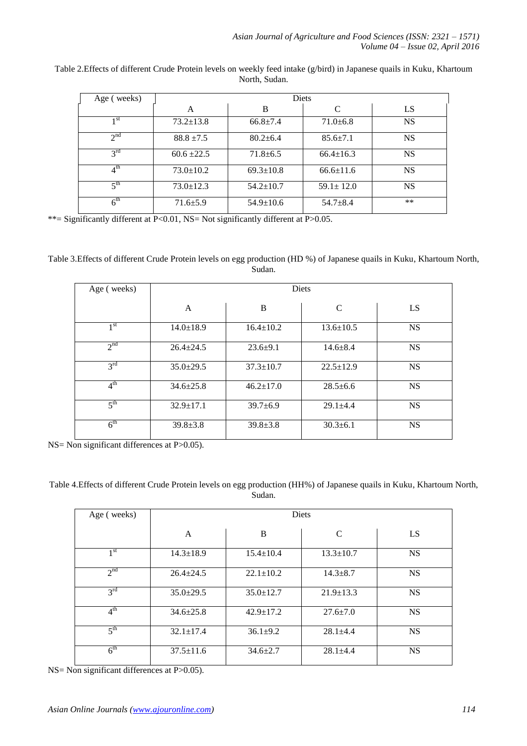Table 2.Effects of different Crude Protein levels on weekly feed intake (g/bird) in Japanese quails in Kuku, Khartoum North, Sudan.

| Age ( weeks) | Diets | | | |
|---|---|---|---|---|
| | A | B | C | LS |
| 1st | 73.2±13.8 | 66.8±7.4 | 71.0±6.8 | NS |
| 2nd | 88.8 ±7.5 | 80.2±6.4 | 85.6±7.1 | NS |
| 3rd | 60.6 ±22.5 | 71.8±6.5 | 66.4±16.3 | NS |
| 4th | 73.0±10.2 | 69.3±10.8 | 66.6±11.6 | NS |
| 5th | 73.0±12.3 | 54.2±10.7 | 59.1± 12.0 | NS |
| 6th | 71.6±5.9 | 54.9±10.6 | 54.7±8.4 | ** |

**= Significantly different at P<0.01, NS= Not significantly different at P>0.05.

Table 3.Effects of different Crude Protein levels on egg production (HD %) of Japanese quails in Kuku, Khartoum North, Sudan.

| Age ( weeks) | Diets | | | |
|---|---|---|---|---|
| | A | B | C | LS |
| 1st | 14.0±18.9 | 16.4±10.2 | 13.6±10.5 | NS |
| 2nd | 26.4±24.5 | 23.6±9.1 | 14.6±8.4 | NS |
| 3rd | 35.0±29.5 | 37.3±10.7 | 22.5±12.9 | NS |
| 4th | 34.6±25.8 | 46.2±17.0 | 28.5±6.6 | NS |
| 5th | 32.9±17.1 | 39.7±6.9 | 29.1±4.4 | NS |
| 6th | 39.8±3.8 | 39.8±3.8 | 30.3±6.1 | NS |

NS= Non significant differences at P>0.05).

Table 4.Effects of different Crude Protein levels on egg production (HH%) of Japanese quails in Kuku, Khartoum North, Sudan.

| Age ( weeks) | Diets | | | |
|---|---|---|---|---|
| | A | B | C | LS |
| 1st | 14.3±18.9 | 15.4±10.4 | 13.3±10.7 | NS |
| 2nd | 26.4±24.5 | 22.1±10.2 | 14.3±8.7 | NS |
| 3rd | 35.0±29.5 | 35.0±12.7 | 21.9±13.3 | NS |
| 4th | 34.6±25.8 | 42.9±17.2 | 27.6±7.0 | NS |
| 5th | 32.1±17.4 | 36.1±9.2 | 28.1±4.4 | NS |
| 6th | 37.5±11.6 | 34.6±2.7 | 28.1±4.4 | NS |

NS= Non significant differences at P>0.05).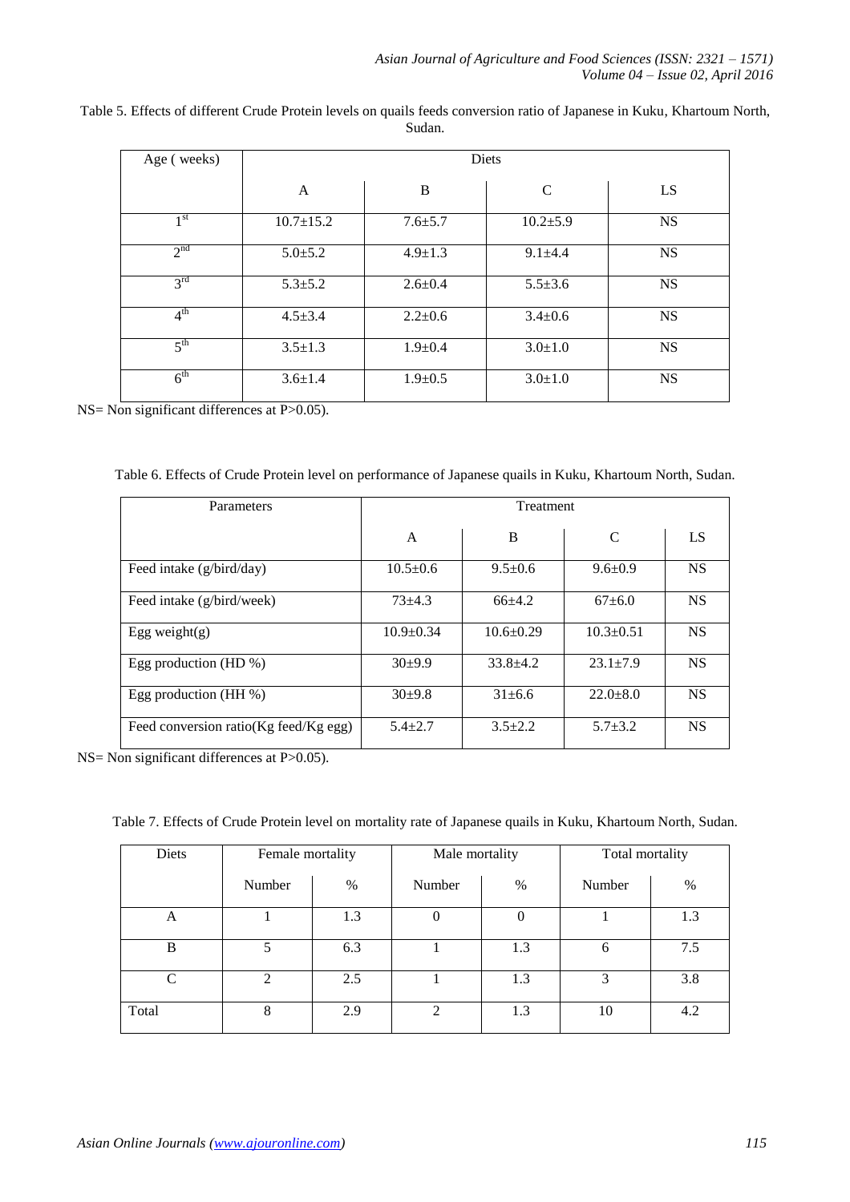Table 5. Effects of different Crude Protein levels on quails feeds conversion ratio of Japanese in Kuku, Khartoum North, Sudan.

| Age ( weeks) | Diets | | | |
|---|---|---|---|---|
| | A | B | C | LS |
| 1st | 10.7±15.2 | 7.6±5.7 | 10.2±5.9 | NS |
| 2nd | 5.0±5.2 | 4.9±1.3 | 9.1±4.4 | NS |
| 3rd | 5.3±5.2 | 2.6±0.4 | 5.5±3.6 | NS |
| 4th | 4.5±3.4 | 2.2±0.6 | 3.4±0.6 | NS |
| 5th | 3.5±1.3 | 1.9±0.4 | 3.0±1.0 | NS |
| 6th | 3.6±1.4 | 1.9±0.5 | 3.0±1.0 | NS |

NS= Non significant differences at P>0.05).

Table 6. Effects of Crude Protein level on performance of Japanese quails in Kuku, Khartoum North, Sudan.

| Parameters | Treatment | | | |
|---|---|---|---|---|
| | A | B | C | LS |
| Feed intake (g/bird/day) | 10.5±0.6 | 9.5±0.6 | 9.6±0.9 | NS |
| Feed intake (g/bird/week) | 73±4.3 | 66±4.2 | 67±6.0 | NS |
| Egg weight(g) | 10.9±0.34 | 10.6±0.29 | 10.3±0.51 | NS |
| Egg production (HD %) | 30±9.9 | 33.8±4.2 | 23.1±7.9 | NS |
| Egg production (HH %) | 30±9.8 | 31±6.6 | 22.0±8.0 | NS |
| Feed conversion ratio(Kg feed/Kg egg) | 5.4±2.7 | 3.5±2.2 | 5.7±3.2 | NS |

NS= Non significant differences at P>0.05).

Table 7. Effects of Crude Protein level on mortality rate of Japanese quails in Kuku, Khartoum North, Sudan.

| Diets | Female mortality | | Male mortality | | Total mortality | |
|---|---|---|---|---|---|---|
| | Number | % | Number | % | Number | % |
| A | 1 | 1.3 | 0 | 0 | 1 | 1.3 |
| B | 5 | 6.3 | 1 | 1.3 | 6 | 7.5 |
| C | 2 | 2.5 | 1 | 1.3 | 3 | 3.8 |
| Total | 8 | 2.9 | 2 | 1.3 | 10 | 4.2 |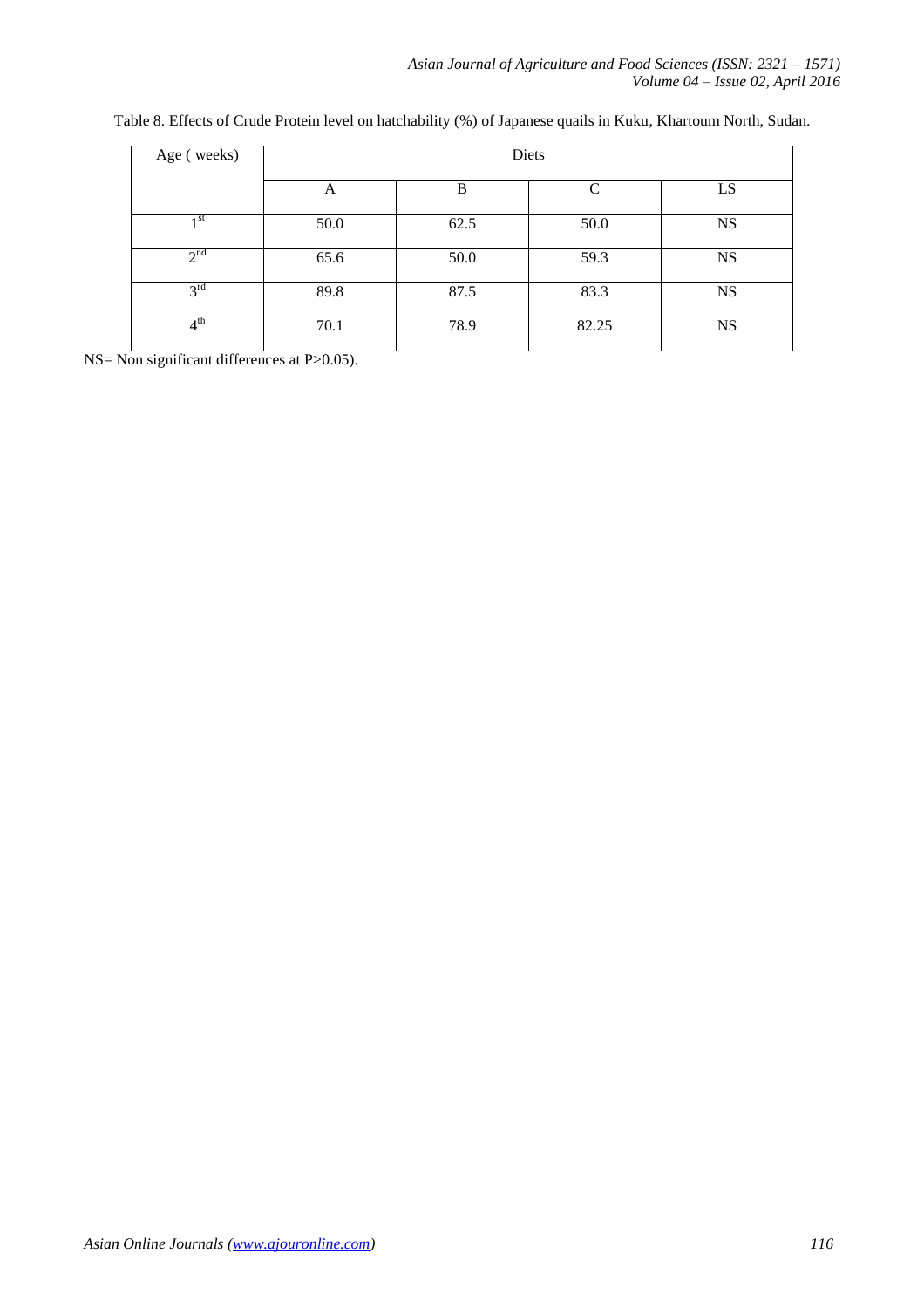Table 8. Effects of Crude Protein level on hatchability (%) of Japanese quails in Kuku, Khartoum North, Sudan.

| Age ( weeks) | Diets | | | |
|---|---|---|---|---|
| | A | B | C | LS |
| 1st | 50.0 | 62.5 | 50.0 | NS |
| 2nd | 65.6 | 50.0 | 59.3 | NS |
| 3rd | 89.8 | 87.5 | 83.3 | NS |
| 4th | 70.1 | 78.9 | 82.25 | NS |

NS= Non significant differences at P>0.05).